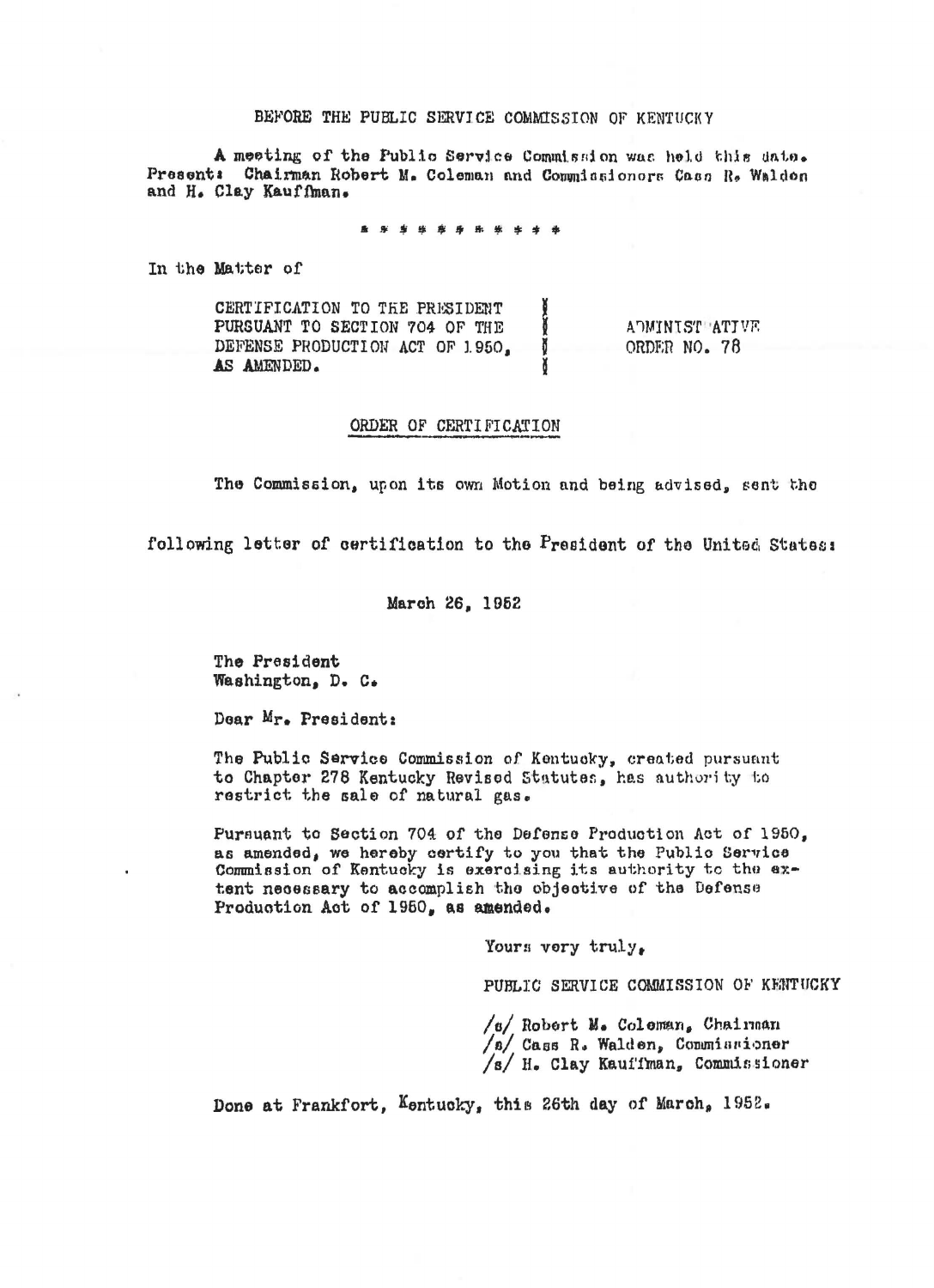BEFORE THE PUBLIC SERVICE COMMISSION OF KENTUCKY

A meeting of the Public Service Commission was held this date. Present: Chairman Robert M. Coleman and Commissioners Cass R. Walden and H. Clay Kauffman.

\* \* \* \* \* \* \* \* \* \* \*

In the Matter of

| | |
|---|---|
| CERTIFICATION TO THE PRESIDENT PURSUANT TO SECTION 704 OF THE DEFENSE PRODUCTION ACT OF 1950, AS AMENDED. | ADMINISTRATIVE ORDER NO. 78 |

## ORDER OF CERTIFICATION

The Commission, upon its own Motion and being advised, sent the following letter of certification to the President of the United States:

March 26, 1952

The President
Washington, D. C.

Dear Mr. President:

The Public Service Commission of Kentucky, created pursuant to Chapter 278 Kentucky Revised Statutes, has authority to restrict the sale of natural gas.

Pursuant to Section 704 of the Defense Production Act of 1950, as amended, we hereby certify to you that the Public Service Commission of Kentucky is exercising its authority to the extent necessary to accomplish the objective of the Defense Production Act of 1950, as amended.

Yours very truly,

PUBLIC SERVICE COMMISSION OF KENTUCKY

/s/ Robert M. Coleman, Chairman
/s/ Cass R. Walden, Commissioner
/s/ H. Clay Kauffman, Commissioner

Done at Frankfort, Kentucky, this 26th day of March, 1952.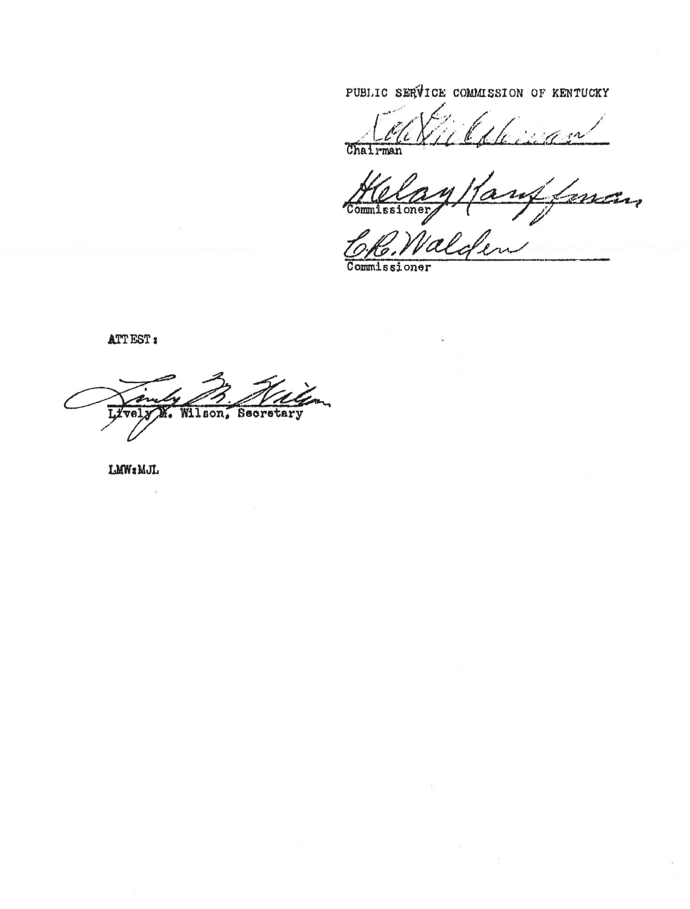PUBLIC SERVICE COMMISSION OF KENTUCKY

Chairman

Commissioner

Commissioner

ATTEST:

Lively M. Wilson, Secretary

LMW:MJL